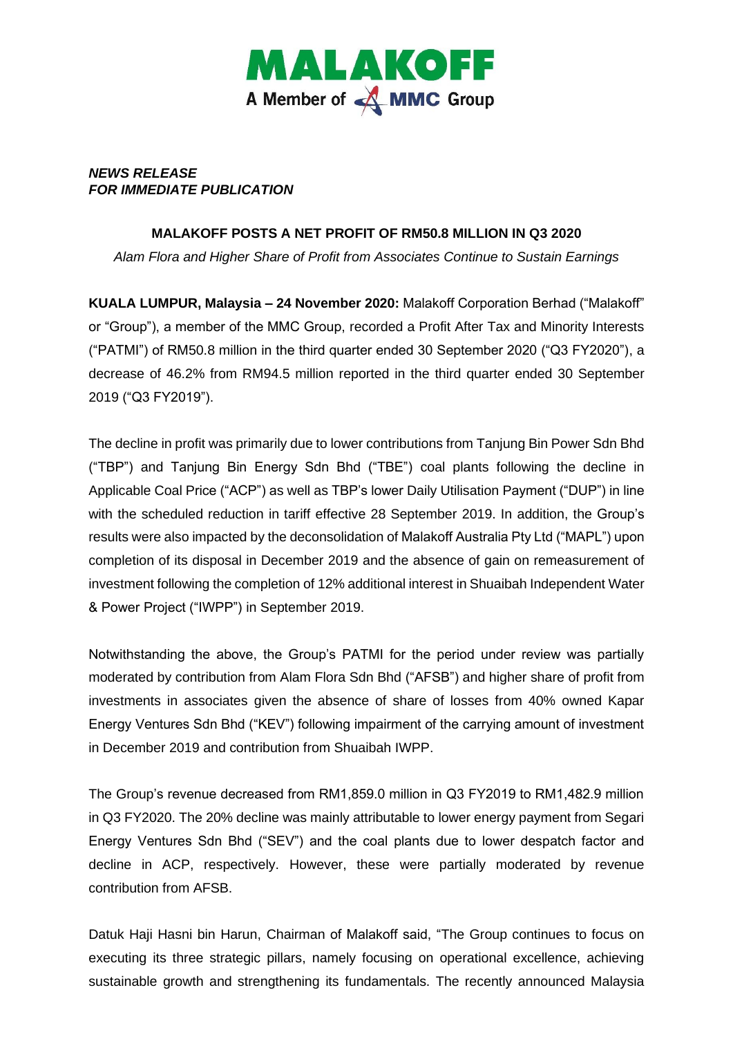MALAKOFF
A Member of MMC Group

***NEWS RELEASE***
***FOR IMMEDIATE PUBLICATION***

**MALAKOFF POSTS A NET PROFIT OF RM50.8 MILLION IN Q3 2020**

*Alam Flora and Higher Share of Profit from Associates Continue to Sustain Earnings*

**KUALA LUMPUR, Malaysia – 24 November 2020:** Malakoff Corporation Berhad ("Malakoff" or "Group"), a member of the MMC Group, recorded a Profit After Tax and Minority Interests ("PATMI") of RM50.8 million in the third quarter ended 30 September 2020 ("Q3 FY2020"), a decrease of 46.2% from RM94.5 million reported in the third quarter ended 30 September 2019 ("Q3 FY2019").

The decline in profit was primarily due to lower contributions from Tanjung Bin Power Sdn Bhd ("TBP") and Tanjung Bin Energy Sdn Bhd ("TBE") coal plants following the decline in Applicable Coal Price ("ACP") as well as TBP's lower Daily Utilisation Payment ("DUP") in line with the scheduled reduction in tariff effective 28 September 2019. In addition, the Group's results were also impacted by the deconsolidation of Malakoff Australia Pty Ltd ("MAPL") upon completion of its disposal in December 2019 and the absence of gain on remeasurement of investment following the completion of 12% additional interest in Shuaibah Independent Water & Power Project ("IWPP") in September 2019.

Notwithstanding the above, the Group's PATMI for the period under review was partially moderated by contribution from Alam Flora Sdn Bhd ("AFSB") and higher share of profit from investments in associates given the absence of share of losses from 40% owned Kapar Energy Ventures Sdn Bhd ("KEV") following impairment of the carrying amount of investment in December 2019 and contribution from Shuaibah IWPP.

The Group's revenue decreased from RM1,859.0 million in Q3 FY2019 to RM1,482.9 million in Q3 FY2020. The 20% decline was mainly attributable to lower energy payment from Segari Energy Ventures Sdn Bhd ("SEV") and the coal plants due to lower despatch factor and decline in ACP, respectively. However, these were partially moderated by revenue contribution from AFSB.

Datuk Haji Hasni bin Harun, Chairman of Malakoff said, "The Group continues to focus on executing its three strategic pillars, namely focusing on operational excellence, achieving sustainable growth and strengthening its fundamentals. The recently announced Malaysia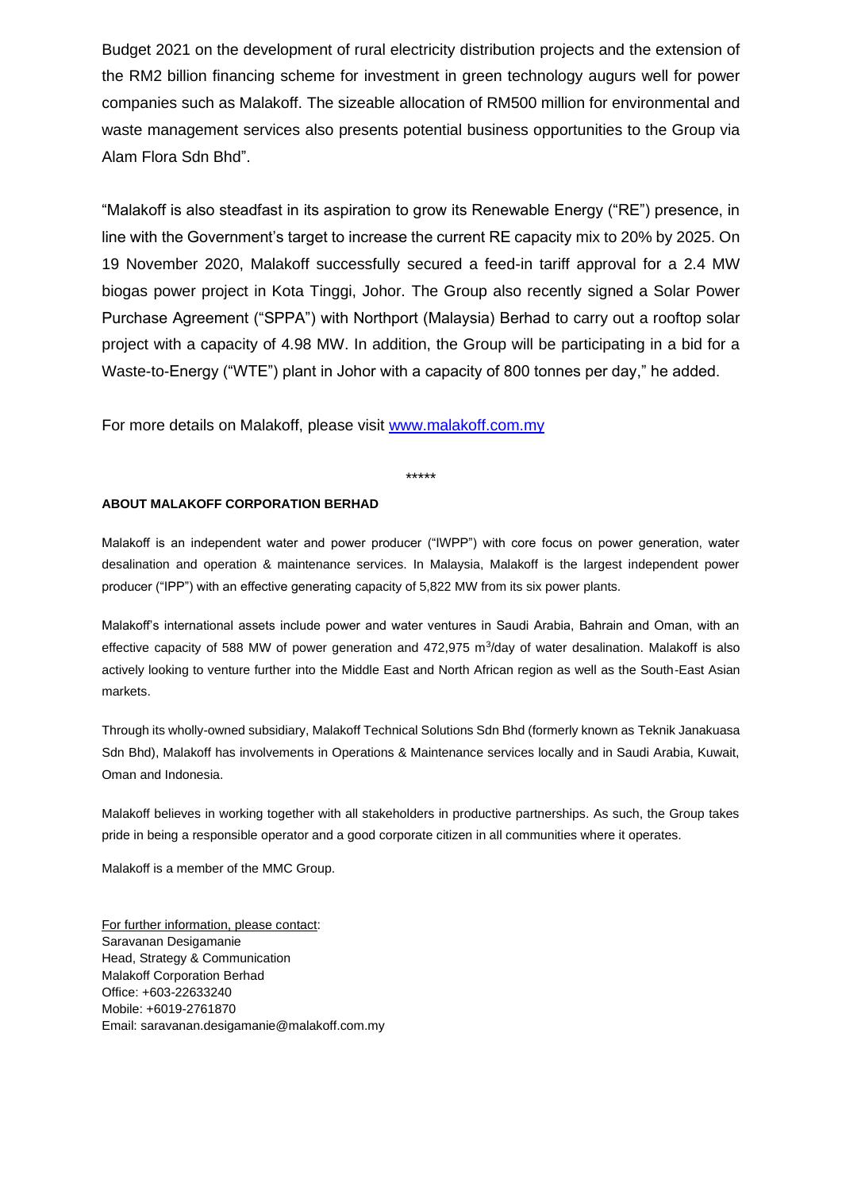Budget 2021 on the development of rural electricity distribution projects and the extension of the RM2 billion financing scheme for investment in green technology augurs well for power companies such as Malakoff. The sizeable allocation of RM500 million for environmental and waste management services also presents potential business opportunities to the Group via Alam Flora Sdn Bhd".

"Malakoff is also steadfast in its aspiration to grow its Renewable Energy ("RE") presence, in line with the Government's target to increase the current RE capacity mix to 20% by 2025. On 19 November 2020, Malakoff successfully secured a feed-in tariff approval for a 2.4 MW biogas power project in Kota Tinggi, Johor. The Group also recently signed a Solar Power Purchase Agreement ("SPPA") with Northport (Malaysia) Berhad to carry out a rooftop solar project with a capacity of 4.98 MW. In addition, the Group will be participating in a bid for a Waste-to-Energy ("WTE") plant in Johor with a capacity of 800 tonnes per day," he added.

For more details on Malakoff, please visit [www.malakoff.com.my](http://www.malakoff.com.my)

*****

**ABOUT MALAKOFF CORPORATION BERHAD**

Malakoff is an independent water and power producer ("IWPP") with core focus on power generation, water desalination and operation & maintenance services. In Malaysia, Malakoff is the largest independent power producer ("IPP") with an effective generating capacity of 5,822 MW from its six power plants.

Malakoff's international assets include power and water ventures in Saudi Arabia, Bahrain and Oman, with an effective capacity of 588 MW of power generation and 472,975 $m^3$/day of water desalination. Malakoff is also actively looking to venture further into the Middle East and North African region as well as the South-East Asian markets.

Through its wholly-owned subsidiary, Malakoff Technical Solutions Sdn Bhd (formerly known as Teknik Janakuasa Sdn Bhd), Malakoff has involvements in Operations & Maintenance services locally and in Saudi Arabia, Kuwait, Oman and Indonesia.

Malakoff believes in working together with all stakeholders in productive partnerships. As such, the Group takes pride in being a responsible operator and a good corporate citizen in all communities where it operates.

Malakoff is a member of the MMC Group.

For further information, please contact:
Saravanan Desigamanie
Head, Strategy & Communication
Malakoff Corporation Berhad
Office: +603-22633240
Mobile: +6019-2761870
Email: saravanan.desigamanie@malakoff.com.my